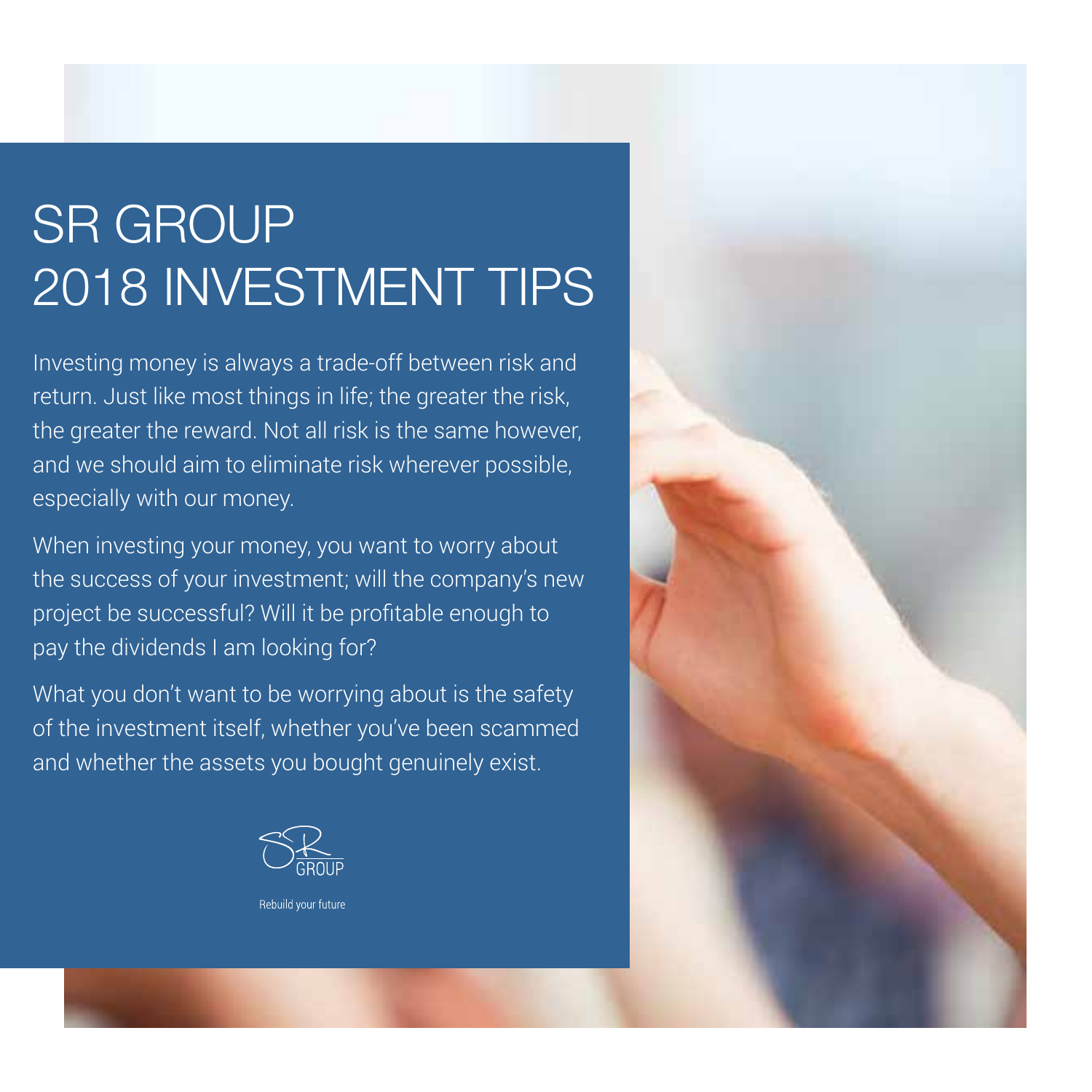# SR GROUP 2018 INVESTMENT TIPS

Investing money is always a trade-off between risk and return. Just like most things in life; the greater the risk, the greater the reward. Not all risk is the same however, and we should aim to eliminate risk wherever possible, especially with our money.

When investing your money, you want to worry about the success of your investment; will the company's new project be successful? Will it be profitable enough to pay the dividends I am looking for?

What you don't want to be worrying about is the safety of the investment itself, whether you've been scammed and whether the assets you bought genuinely exist.

SR GROUP

Rebuild your future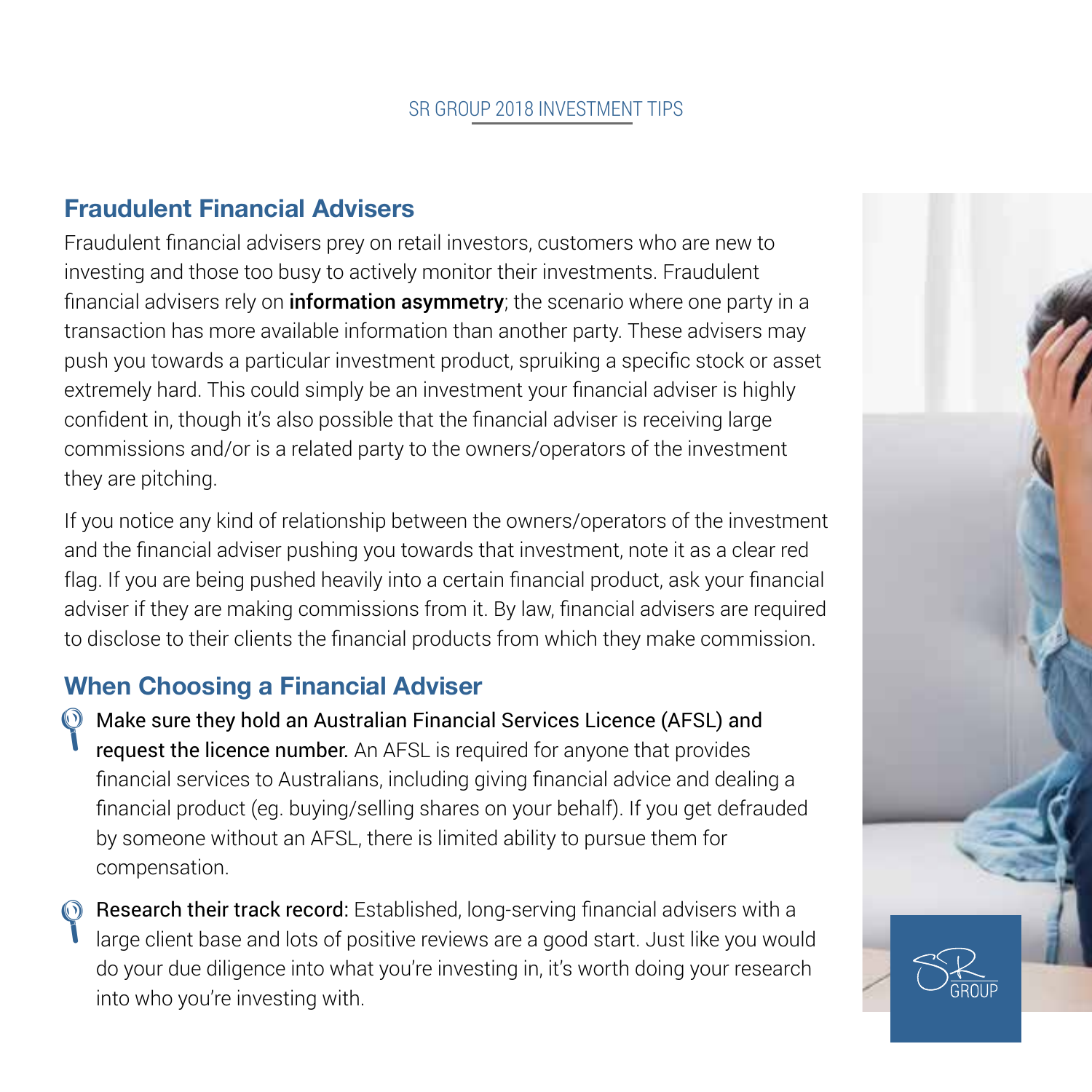## Fraudulent Financial Advisers

Fraudulent financial advisers prey on retail investors, customers who are new to investing and those too busy to actively monitor their investments. Fraudulent financial advisers rely on **information asymmetry**; the scenario where one party in a transaction has more available information than another party. These advisers may push you towards a particular investment product, spruiking a specific stock or asset extremely hard. This could simply be an investment your financial adviser is highly confident in, though it's also possible that the financial adviser is receiving large commissions and/or is a related party to the owners/operators of the investment they are pitching.

If you notice any kind of relationship between the owners/operators of the investment and the financial adviser pushing you towards that investment, note it as a clear red flag. If you are being pushed heavily into a certain financial product, ask your financial adviser if they are making commissions from it. By law, financial advisers are required to disclose to their clients the financial products from which they make commission.

## When Choosing a Financial Adviser

- Make sure they hold an Australian Financial Services Licence (AFSL) and request the licence number. An AFSL is required for anyone that provides financial services to Australians, including giving financial advice and dealing a financial product (eg. buying/selling shares on your behalf). If you get defrauded by someone without an AFSL, there is limited ability to pursue them for compensation.

- Research their track record: Established, long-serving financial advisers with a large client base and lots of positive reviews are a good start. Just like you would do your due diligence into what you're investing in, it's worth doing your research into who you're investing with.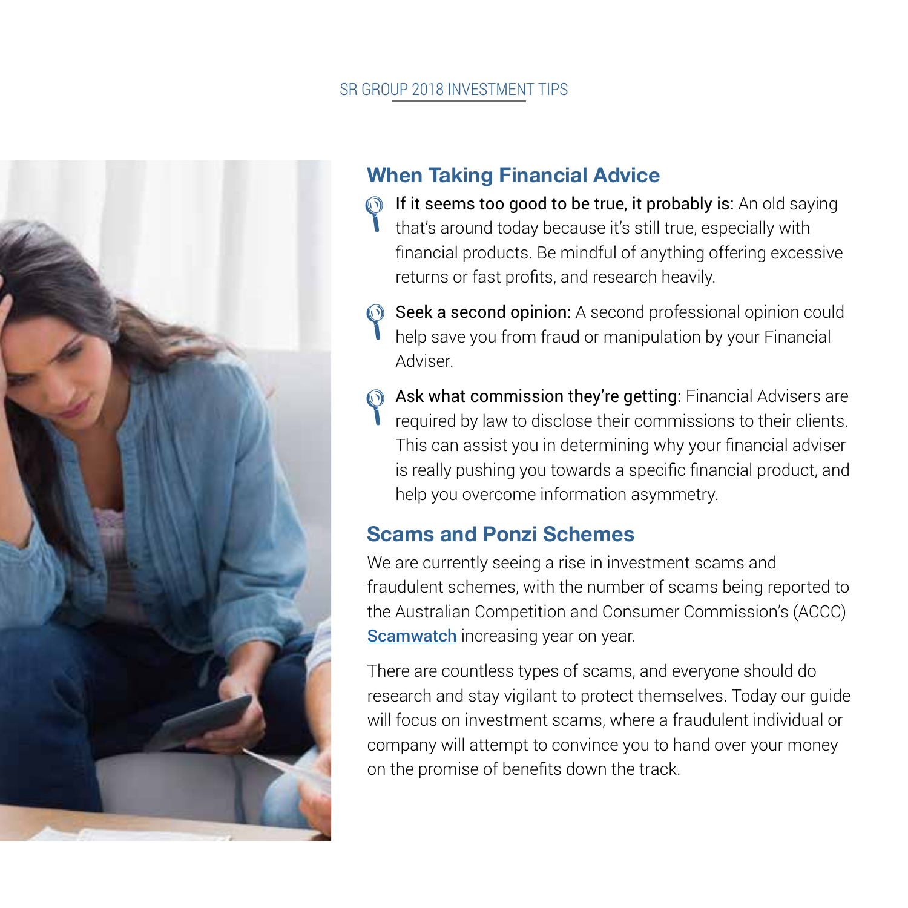## When Taking Financial Advice

- **If it seems too good to be true, it probably is:** An old saying that's around today because it's still true, especially with financial products. Be mindful of anything offering excessive returns or fast profits, and research heavily.
- **Seek a second opinion:** A second professional opinion could help save you from fraud or manipulation by your Financial Adviser.
- **Ask what commission they're getting:** Financial Advisers are required by law to disclose their commissions to their clients. This can assist you in determining why your financial adviser is really pushing you towards a specific financial product, and help you overcome information asymmetry.

## Scams and Ponzi Schemes

We are currently seeing a rise in investment scams and fraudulent schemes, with the number of scams being reported to the Australian Competition and Consumer Commission's (ACCC) **Scamwatch** increasing year on year.

There are countless types of scams, and everyone should do research and stay vigilant to protect themselves. Today our guide will focus on investment scams, where a fraudulent individual or company will attempt to convince you to hand over your money on the promise of benefits down the track.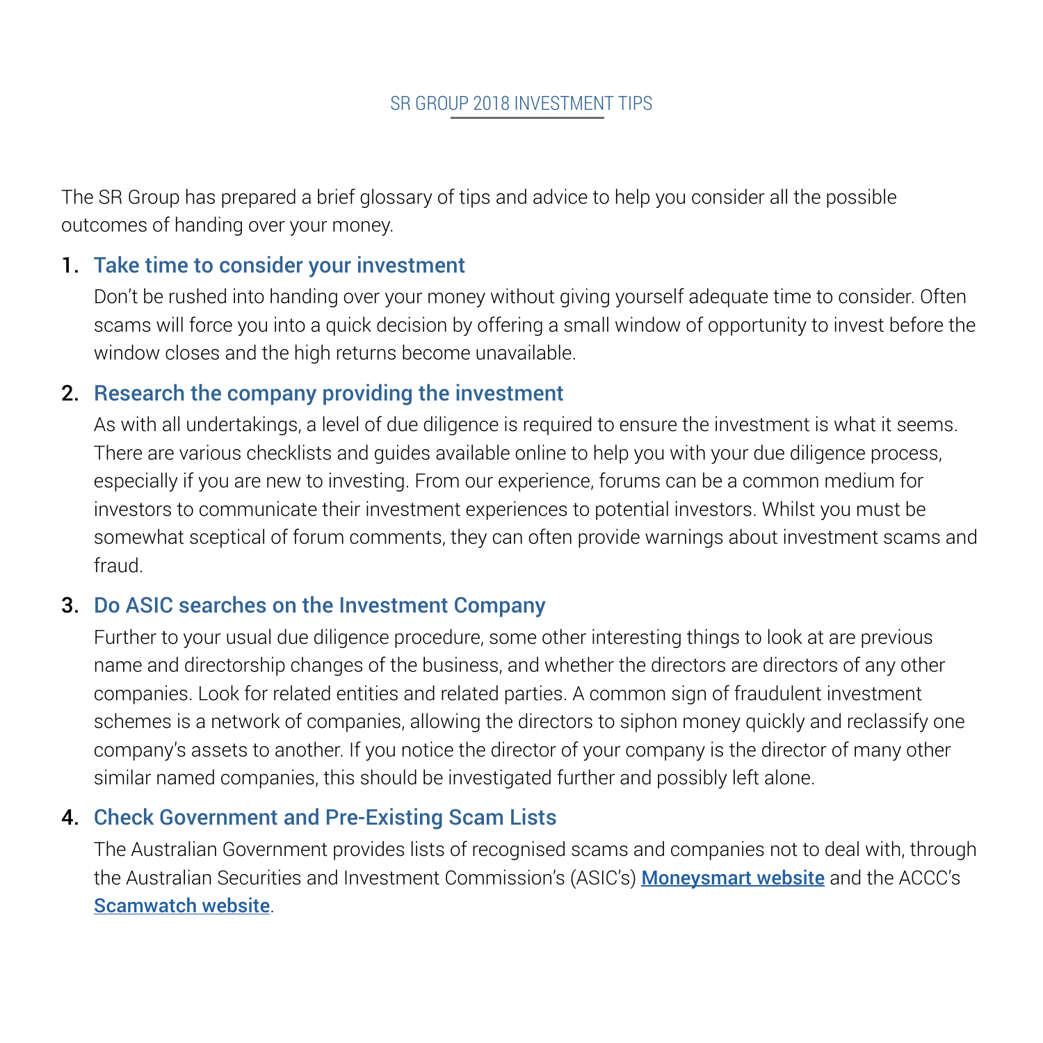## SR GROUP 2018 INVESTMENT TIPS

The SR Group has prepared a brief glossary of tips and advice to help you consider all the possible outcomes of handing over your money.

1. **Take time to consider your investment**

   Don't be rushed into handing over your money without giving yourself adequate time to consider. Often scams will force you into a quick decision by offering a small window of opportunity to invest before the window closes and the high returns become unavailable.

2. **Research the company providing the investment**

   As with all undertakings, a level of due diligence is required to ensure the investment is what it seems. There are various checklists and guides available online to help you with your due diligence process, especially if you are new to investing. From our experience, forums can be a common medium for investors to communicate their investment experiences to potential investors. Whilst you must be somewhat sceptical of forum comments, they can often provide warnings about investment scams and fraud.

3. **Do ASIC searches on the Investment Company**

   Further to your usual due diligence procedure, some other interesting things to look at are previous name and directorship changes of the business, and whether the directors are directors of any other companies. Look for related entities and related parties. A common sign of fraudulent investment schemes is a network of companies, allowing the directors to siphon money quickly and reclassify one company's assets to another. If you notice the director of your company is the director of many other similar named companies, this should be investigated further and possibly left alone.

4. **Check Government and Pre-Existing Scam Lists**

   The Australian Government provides lists of recognised scams and companies not to deal with, through the Australian Securities and Investment Commission's (ASIC's) **Moneysmart website** and the ACCC's **Scamwatch website**.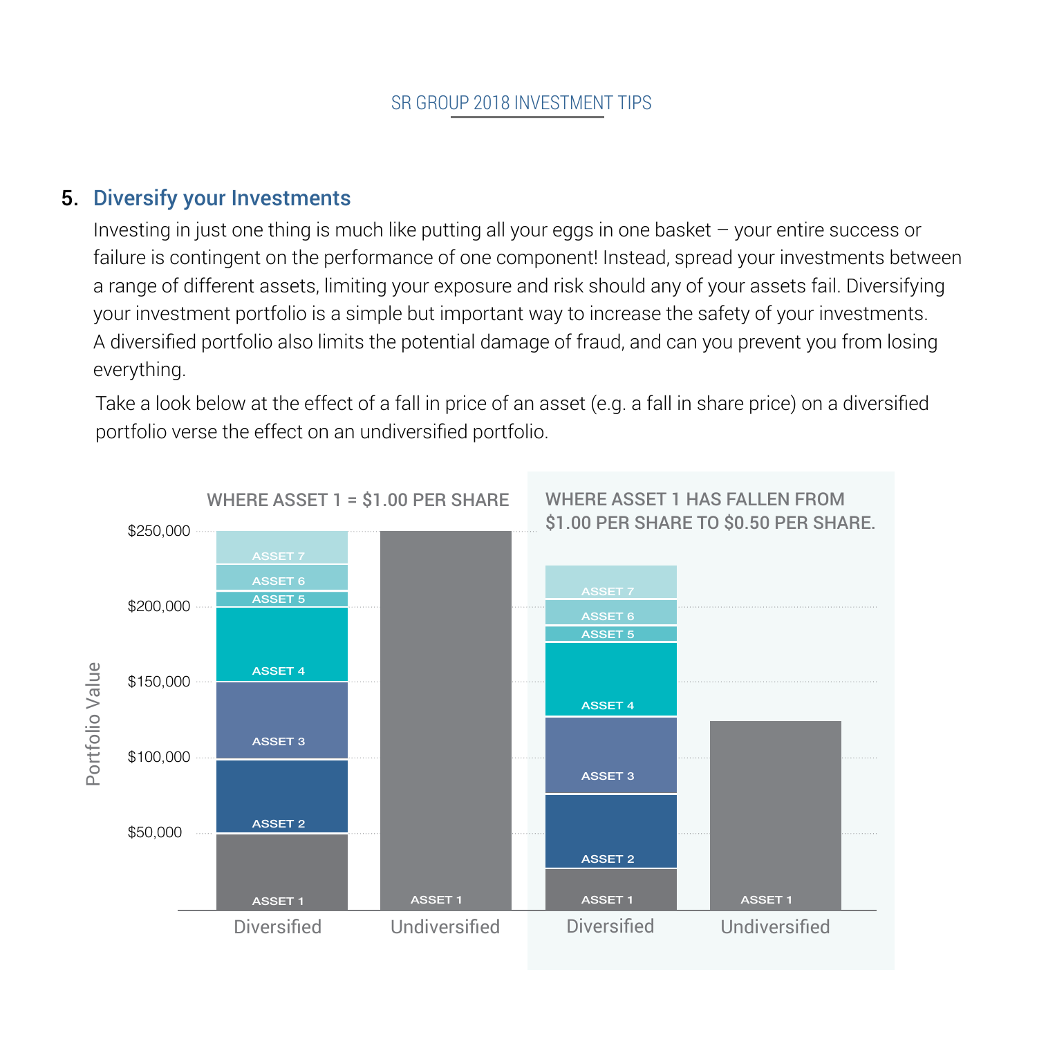## 5. Diversify your Investments

Investing in just one thing is much like putting all your eggs in one basket – your entire success or failure is contingent on the performance of one component! Instead, spread your investments between a range of different assets, limiting your exposure and risk should any of your assets fail. Diversifying your investment portfolio is a simple but important way to increase the safety of your investments. A diversified portfolio also limits the potential damage of fraud, and can you prevent you from losing everything.

Take a look below at the effect of a fall in price of an asset (e.g. a fall in share price) on a diversified portfolio verse the effect on an undiversified portfolio.

WHERE ASSET 1 = $1.00 PER SHARE

WHERE ASSET 1 HAS FALLEN FROM $1.00 PER SHARE TO $0.50 PER SHARE.

Portfolio Value

$250,000

$200,000

$150,000

$100,000

$50,000

ASSET 7

ASSET 6

ASSET 5

ASSET 4

ASSET 3

ASSET 2

ASSET 1

Diversified

Undiversified

Diversified

Undiversified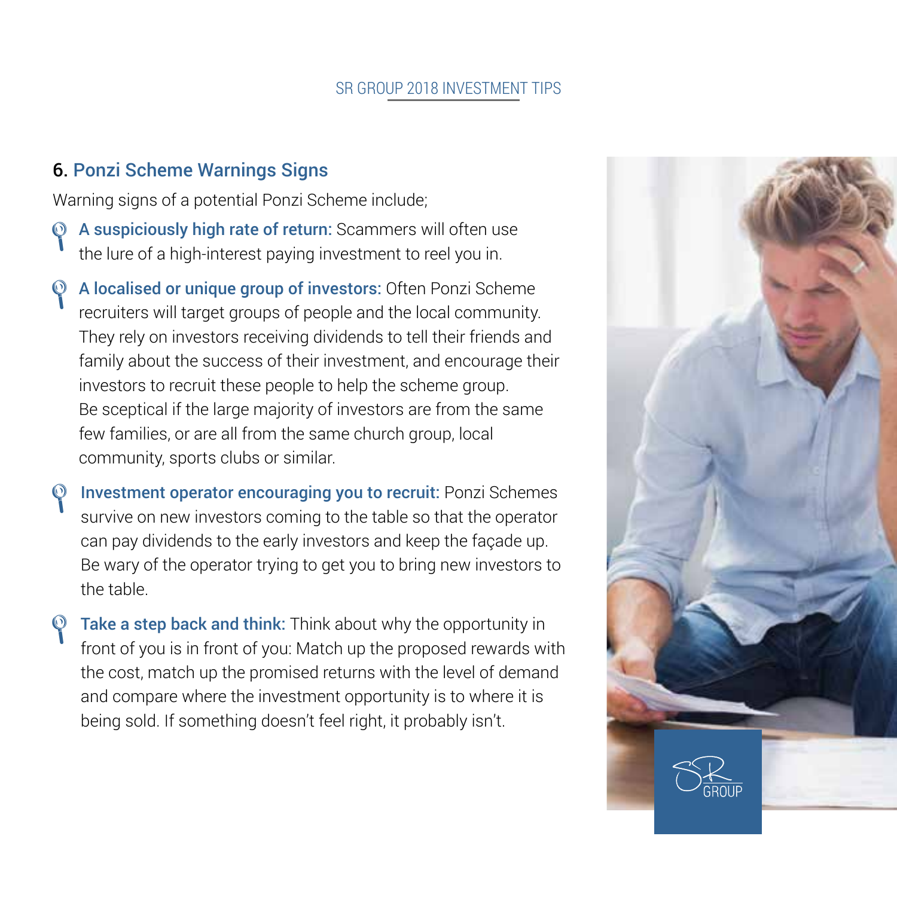## 6. Ponzi Scheme Warnings Signs

Warning signs of a potential Ponzi Scheme include;

- **A suspiciously high rate of return:** Scammers will often use the lure of a high-interest paying investment to reel you in.
- **A localised or unique group of investors:** Often Ponzi Scheme recruiters will target groups of people and the local community. They rely on investors receiving dividends to tell their friends and family about the success of their investment, and encourage their investors to recruit these people to help the scheme group. Be sceptical if the large majority of investors are from the same few families, or are all from the same church group, local community, sports clubs or similar.
- **Investment operator encouraging you to recruit:** Ponzi Schemes survive on new investors coming to the table so that the operator can pay dividends to the early investors and keep the façade up. Be wary of the operator trying to get you to bring new investors to the table.
- **Take a step back and think:** Think about why the opportunity in front of you is in front of you: Match up the proposed rewards with the cost, match up the promised returns with the level of demand and compare where the investment opportunity is to where it is being sold. If something doesn't feel right, it probably isn't.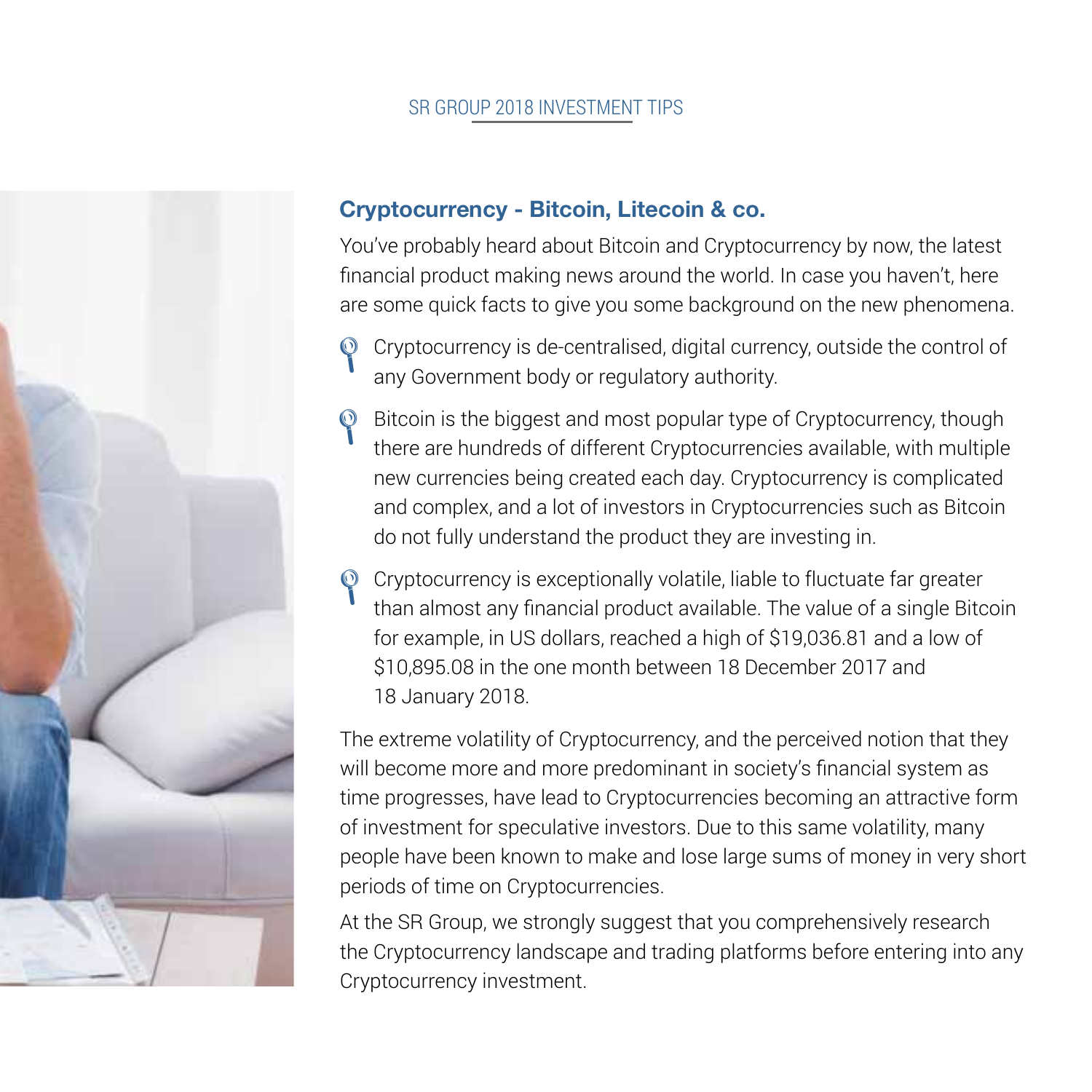## Cryptocurrency - Bitcoin, Litecoin & co.

You've probably heard about Bitcoin and Cryptocurrency by now, the latest financial product making news around the world. In case you haven't, here are some quick facts to give you some background on the new phenomena.

- Cryptocurrency is de-centralised, digital currency, outside the control of any Government body or regulatory authority.
- Bitcoin is the biggest and most popular type of Cryptocurrency, though there are hundreds of different Cryptocurrencies available, with multiple new currencies being created each day. Cryptocurrency is complicated and complex, and a lot of investors in Cryptocurrencies such as Bitcoin do not fully understand the product they are investing in.
- Cryptocurrency is exceptionally volatile, liable to fluctuate far greater than almost any financial product available. The value of a single Bitcoin for example, in US dollars, reached a high of $19,036.81 and a low of $10,895.08 in the one month between 18 December 2017 and 18 January 2018.

The extreme volatility of Cryptocurrency, and the perceived notion that they will become more and more predominant in society's financial system as time progresses, have lead to Cryptocurrencies becoming an attractive form of investment for speculative investors. Due to this same volatility, many people have been known to make and lose large sums of money in very short periods of time on Cryptocurrencies.

At the SR Group, we strongly suggest that you comprehensively research the Cryptocurrency landscape and trading platforms before entering into any Cryptocurrency investment.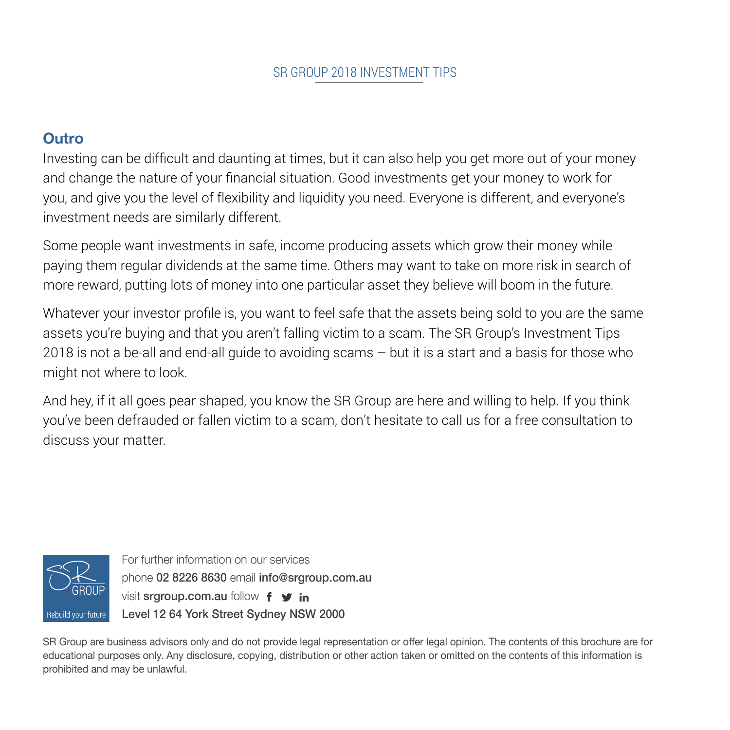## Outro

Investing can be difficult and daunting at times, but it can also help you get more out of your money and change the nature of your financial situation. Good investments get your money to work for you, and give you the level of flexibility and liquidity you need. Everyone is different, and everyone's investment needs are similarly different.

Some people want investments in safe, income producing assets which grow their money while paying them regular dividends at the same time. Others may want to take on more risk in search of more reward, putting lots of money into one particular asset they believe will boom in the future.

Whatever your investor profile is, you want to feel safe that the assets being sold to you are the same assets you're buying and that you aren't falling victim to a scam. The SR Group's Investment Tips 2018 is not a be-all and end-all guide to avoiding scams – but it is a start and a basis for those who might not where to look.

And hey, if it all goes pear shaped, you know the SR Group are here and willing to help. If you think you've been defrauded or fallen victim to a scam, don't hesitate to call us for a free consultation to discuss your matter.

SR GROUP
Rebuild your future

For further information on our services
phone **02 8226 8630** email **info@srgroup.com.au**
visit **srgroup.com.au** follow
**Level 12 64 York Street Sydney NSW 2000**

SR Group are business advisors only and do not provide legal representation or offer legal opinion. The contents of this brochure are for educational purposes only. Any disclosure, copying, distribution or other action taken or omitted on the contents of this information is prohibited and may be unlawful.